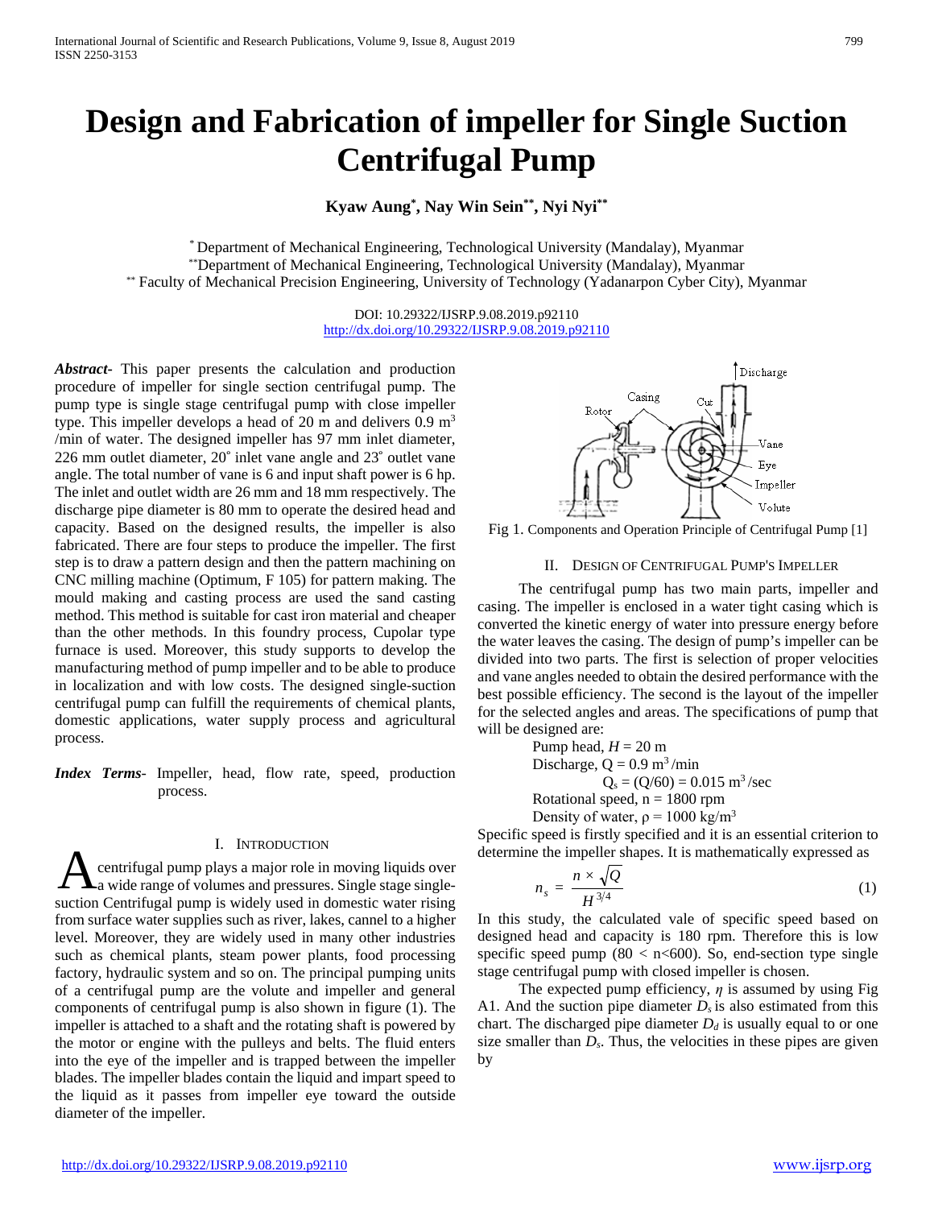# Design and Fabrication of impeller for Single Suction Centrifugal Pump

**Kyaw Aung[*], Nay Win Sein[**], Nyi Nyi[**]**

[*] Department of Mechanical Engineering, Technological University (Mandalay), Myanmar
[**]Department of Mechanical Engineering, Technological University (Mandalay), Myanmar
[**] Faculty of Mechanical Precision Engineering, University of Technology (Yadanarpon Cyber City), Myanmar

DOI: 10.29322/IJSRP.9.08.2019.p92110
http://dx.doi.org/10.29322/IJSRP.9.08.2019.p92110

***Abstract*-** This paper presents the calculation and production procedure of impeller for single section centrifugal pump. The pump type is single stage centrifugal pump with close impeller type. This impeller develops a head of 20 m and delivers 0.9 $m^3$ /min of water. The designed impeller has 97 mm inlet diameter, 226 mm outlet diameter, 20˚ inlet vane angle and 23˚ outlet vane angle. The total number of vane is 6 and input shaft power is 6 hp. The inlet and outlet width are 26 mm and 18 mm respectively. The discharge pipe diameter is 80 mm to operate the desired head and capacity. Based on the designed results, the impeller is also fabricated. There are four steps to produce the impeller. The first step is to draw a pattern design and then the pattern machining on CNC milling machine (Optimum, F 105) for pattern making. The mould making and casting process are used the sand casting method. This method is suitable for cast iron material and cheaper than the other methods. In this foundry process, Cupolar type furnace is used. Moreover, this study supports to develop the manufacturing method of pump impeller and to be able to produce in localization and with low costs. The designed single-suction centrifugal pump can fulfill the requirements of chemical plants, domestic applications, water supply process and agricultural process.

***Index Terms*-** Impeller, head, flow rate, speed, production process.

## I. Introduction

A centrifugal pump plays a major role in moving liquids over a wide range of volumes and pressures. Single stage single-suction Centrifugal pump is widely used in domestic water rising from surface water supplies such as river, lakes, cannel to a higher level. Moreover, they are widely used in many other industries such as chemical plants, steam power plants, food processing factory, hydraulic system and so on. The principal pumping units of a centrifugal pump are the volute and impeller and general components of centrifugal pump is also shown in figure (1). The impeller is attached to a shaft and the rotating shaft is powered by the motor or engine with the pulleys and belts. The fluid enters into the eye of the impeller and is trapped between the impeller blades. The impeller blades contain the liquid and impart speed to the liquid as it passes from impeller eye toward the outside diameter of the impeller.

Discharge
Casing
Cut
Rotor
Vane
Eye
Impeller
Volute

Fig 1. Components and Operation Principle of Centrifugal Pump [1]

## II. Design of Centrifugal Pump's Impeller

The centrifugal pump has two main parts, impeller and casing. The impeller is enclosed in a water tight casing which is converted the kinetic energy of water into pressure energy before the water leaves the casing. The design of pump's impeller can be divided into two parts. The first is selection of proper velocities and vane angles needed to obtain the desired performance with the best possible efficiency. The second is the layout of the impeller for the selected angles and areas. The specifications of pump that will be designed are:

Pump head, $H = 20$ m
Discharge, $Q = 0.9\ m^3/min$
$Q_s = (Q/60) = 0.015\ m^3/sec$
Rotational speed, $n = 1800$ rpm
Density of water, $\rho = 1000\ kg/m^3$

Specific speed is firstly specified and it is an essential criterion to determine the impeller shapes. It is mathematically expressed as

$$n_s = \frac{n \times \sqrt{Q}}{H^{3/4}} \tag{1}$$

In this study, the calculated vale of specific speed based on designed head and capacity is 180 rpm. Therefore this is low specific speed pump ($80 < n < 600$). So, end-section type single stage centrifugal pump with closed impeller is chosen.

The expected pump efficiency, $\eta$ is assumed by using Fig A1. And the suction pipe diameter $D_s$ is also estimated from this chart. The discharged pipe diameter $D_d$ is usually equal to or one size smaller than $D_s$. Thus, the velocities in these pipes are given by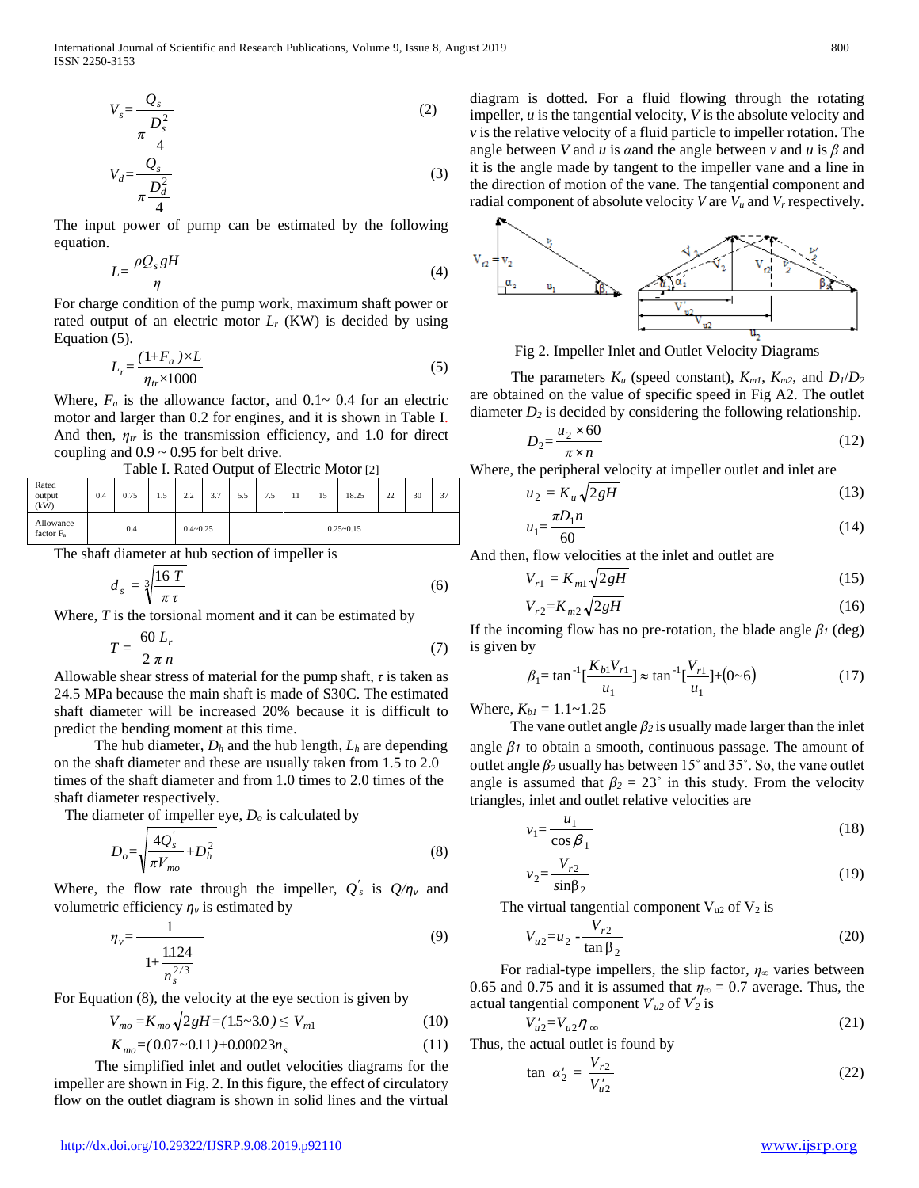$$V_s = \frac{Q_s}{\pi \frac{D_s^2}{4}} \quad (2)$$

$$V_d = \frac{Q_s}{\pi \frac{D_d^2}{4}} \quad (3)$$

The input power of pump can be estimated by the following equation.

$$L = \frac{\rho Q_s g H}{\eta} \quad (4)$$

For charge condition of the pump work, maximum shaft power or rated output of an electric motor $L_r$ (KW) is decided by using Equation (5).

$$L_r = \frac{(1+F_a) \times L}{\eta_{tr} \times 1000} \quad (5)$$

Where, $F_a$ is the allowance factor, and 0.1~ 0.4 for an electric motor and larger than 0.2 for engines, and it is shown in Table I. And then, $\eta_{tr}$ is the transmission efficiency, and 1.0 for direct coupling and 0.9 ~ 0.95 for belt drive.

Table I. Rated Output of Electric Motor [2]

| Rated output (kW) | 0.4 | 0.75 | 1.5 | 2.2 | 3.7 | 5.5 | 7.5 | 11 | 15 | 18.25 | 22 | 30 | 37 |
|---|---|---|---|---|---|---|---|---|---|---|---|---|---|
| Allowance factor $F_a$ | 0.4 | | | 0.4~0.25 | | 0.25~0.15 | | | | | | | |

The shaft diameter at hub section of impeller is

$$d_s = \sqrt[3]{\frac{16\,T}{\pi\,\tau}} \quad (6)$$

Where, $T$ is the torsional moment and it can be estimated by

$$T = \frac{60\,L_r}{2\,\pi\,n} \quad (7)$$

Allowable shear stress of material for the pump shaft, $\tau$ is taken as 24.5 MPa because the main shaft is made of S30C. The estimated shaft diameter will be increased 20% because it is difficult to predict the bending moment at this time.

The hub diameter, $D_h$ and the hub length, $L_h$ are depending on the shaft diameter and these are usually taken from 1.5 to 2.0 times of the shaft diameter and from 1.0 times to 2.0 times of the shaft diameter respectively.

The diameter of impeller eye, $D_o$ is calculated by

$$D_o = \sqrt{\frac{4Q_s^{'}}{\pi V_{mo}} + D_h^2} \quad (8)$$

Where, the flow rate through the impeller, $Q_s^{'}$ is $Q/\eta_v$ and volumetric efficiency $\eta_v$ is estimated by

$$\eta_v = \frac{1}{1 + \frac{1.124}{n_s^{2/3}}} \quad (9)$$

For Equation (8), the velocity at the eye section is given by

$$V_{mo} = K_{mo}\sqrt{2gH} = (1.5 \sim 3.0) \leq V_{m1} \quad (10)$$

$$K_{mo} = (0.07 \sim 0.11) + 0.00023 n_s \quad (11)$$

The simplified inlet and outlet velocities diagrams for the impeller are shown in Fig. 2. In this figure, the effect of circulatory flow on the outlet diagram is shown in solid lines and the virtual diagram is dotted. For a fluid flowing through the rotating impeller, $u$ is the tangential velocity, $V$ is the absolute velocity and $v$ is the relative velocity of a fluid particle to impeller rotation. The angle between $V$ and $u$ is $\alpha$and the angle between $v$ and $u$ is $\beta$ and it is the angle made by tangent to the impeller vane and a line in the direction of motion of the vane. The tangential component and radial component of absolute velocity $V$ are $V_u$ and $V_r$ respectively.

Fig 2. Impeller Inlet and Outlet Velocity Diagrams

The parameters $K_u$ (speed constant), $K_{m1}$, $K_{m2}$, and $D_1/D_2$ are obtained on the value of specific speed in Fig A2. The outlet diameter $D_2$ is decided by considering the following relationship.

$$D_2 = \frac{u_2 \times 60}{\pi \times n} \quad (12)$$

Where, the peripheral velocity at impeller outlet and inlet are

$$u_2 = K_u\sqrt{2gH} \quad (13)$$

$$u_1 = \frac{\pi D_1 n}{60} \quad (14)$$

And then, flow velocities at the inlet and outlet are

$$V_{r1} = K_{m1}\sqrt{2gH} \quad (15)$$

$$V_{r2} = K_{m2}\sqrt{2gH} \quad (16)$$

If the incoming flow has no pre-rotation, the blade angle $\beta_1$ (deg) is given by

$$\beta_1 = \tan^{-1}\left[\frac{K_{b1}V_{r1}}{u_1}\right] \approx \tan^{-1}\left[\frac{V_{r1}}{u_1}\right] + (0 \sim 6) \quad (17)$$

Where, $K_{b1}$ = 1.1~1.25

The vane outlet angle $\beta_2$ is usually made larger than the inlet angle $\beta_1$ to obtain a smooth, continuous passage. The amount of outlet angle $\beta_2$ usually has between 15˚ and 35˚. So, the vane outlet angle is assumed that $\beta_2$ = 23˚ in this study. From the velocity triangles, inlet and outlet relative velocities are

$$v_1 = \frac{u_1}{\cos\beta_1} \quad (18)$$

$$v_2 = \frac{V_{r2}}{\sin\beta_2} \quad (19)$$

The virtual tangential component $V_{u2}$ of $V_2$ is

$$V_{u2} = u_2 - \frac{V_{r2}}{\tan\beta_2} \quad (20)$$

For radial-type impellers, the slip factor, $\eta_\infty$ varies between 0.65 and 0.75 and it is assumed that $\eta_\infty$ = 0.7 average. Thus, the actual tangential component $V_{u2}^{'}$ of $V_2^{'}$ is

$$V_{u2}^{'} = V_{u2}\eta_\infty \quad (21)$$

Thus, the actual outlet is found by

$$\tan\,\alpha_2^{'} = \frac{V_{r2}}{V_{u2}^{'}} \quad (22)$$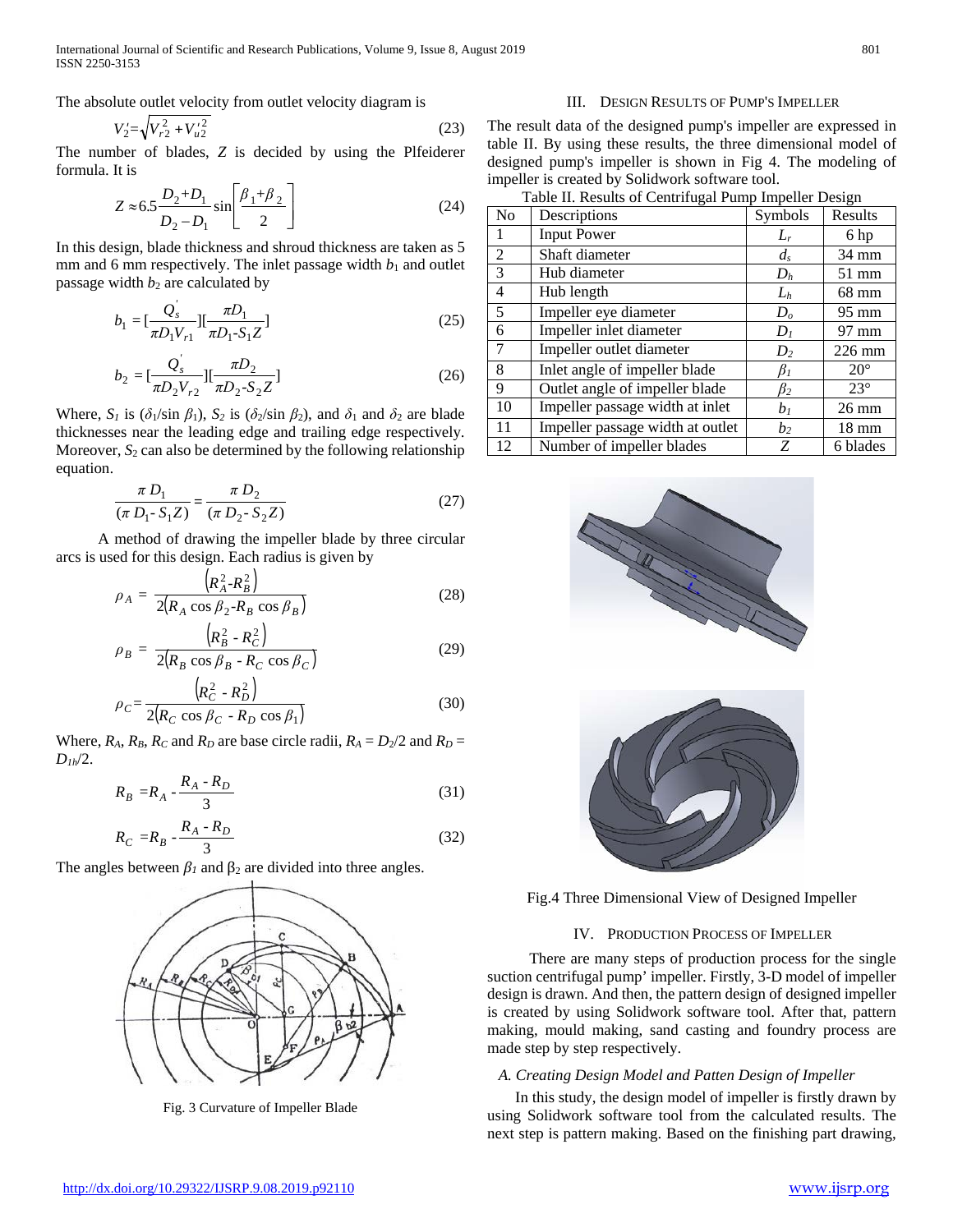The absolute outlet velocity from outlet velocity diagram is

$$V_2' = \sqrt{V_{r2}^2 + V_{u2}'^2} \tag{23}$$

The number of blades, $Z$ is decided by using the Plfeiderer formula. It is

$$Z \approx 6.5 \frac{D_2 + D_1}{D_2 - D_1} \sin\left[\frac{\beta_1 + \beta_2}{2}\right] \tag{24}$$

In this design, blade thickness and shroud thickness are taken as 5 mm and 6 mm respectively. The inlet passage width $b_1$ and outlet passage width $b_2$ are calculated by

$$b_1 = [\frac{Q_s'}{\pi D_1 V_{r1}}][\frac{\pi D_1}{\pi D_1 - S_1 Z}] \tag{25}$$

$$b_2 = [\frac{Q_s'}{\pi D_2 V_{r2}}][\frac{\pi D_2}{\pi D_2 - S_2 Z}] \tag{26}$$

Where, $S_1$ is ($\delta_1$/sin $\beta_1$), $S_2$ is ($\delta_2$/sin $\beta_2$), and $\delta_1$ and $\delta_2$ are blade thicknesses near the leading edge and trailing edge respectively. Moreover, $S_2$ can also be determined by the following relationship equation.

$$\frac{\pi D_1}{(\pi D_1 - S_1 Z)} = \frac{\pi D_2}{(\pi D_2 - S_2 Z)} \tag{27}$$

A method of drawing the impeller blade by three circular arcs is used for this design. Each radius is given by

$$\rho_A = \frac{(R_A^2 - R_B^2)}{2(R_A \cos \beta_2 - R_B \cos \beta_B)} \tag{28}$$

$$\rho_B = \frac{(R_B^2 - R_C^2)}{2(R_B \cos \beta_B - R_C \cos \beta_C)} \tag{29}$$

$$\rho_C = \frac{(R_C^2 - R_D^2)}{2(R_C \cos \beta_C - R_D \cos \beta_1)} \tag{30}$$

Where, $R_A$, $R_B$, $R_C$ and $R_D$ are base circle radii, $R_A = D_2/2$ and $R_D = D_{1h}/2$.

$$R_B = R_A - \frac{R_A - R_D}{3} \tag{31}$$

$$R_C = R_B - \frac{R_A - R_D}{3} \tag{32}$$

The angles between $\beta_1$ and $\beta_2$ are divided into three angles.

Fig. 3 Curvature of Impeller Blade

## III. Design Results of Pump's Impeller

The result data of the designed pump's impeller are expressed in table II. By using these results, the three dimensional model of designed pump's impeller is shown in Fig 4. The modeling of impeller is created by Solidwork software tool.

Table II. Results of Centrifugal Pump Impeller Design

| No | Descriptions | Symbols | Results |
|---|---|---|---|
| 1 | Input Power | $L_r$ | 6 hp |
| 2 | Shaft diameter | $d_s$ | 34 mm |
| 3 | Hub diameter | $D_h$ | 51 mm |
| 4 | Hub length | $L_h$ | 68 mm |
| 5 | Impeller eye diameter | $D_o$ | 95 mm |
| 6 | Impeller inlet diameter | $D_1$ | 97 mm |
| 7 | Impeller outlet diameter | $D_2$ | 226 mm |
| 8 | Inlet angle of impeller blade | $\beta_1$ | 20° |
| 9 | Outlet angle of impeller blade | $\beta_2$ | 23° |
| 10 | Impeller passage width at inlet | $b_1$ | 26 mm |
| 11 | Impeller passage width at outlet | $b_2$ | 18 mm |
| 12 | Number of impeller blades | $Z$ | 6 blades |

Fig.4 Three Dimensional View of Designed Impeller

## IV. Production Process of Impeller

There are many steps of production process for the single suction centrifugal pump' impeller. Firstly, 3-D model of impeller design is drawn. And then, the pattern design of designed impeller is created by using Solidwork software tool. After that, pattern making, mould making, sand casting and foundry process are made step by step respectively.

### *A. Creating Design Model and Patten Design of Impeller*

In this study, the design model of impeller is firstly drawn by using Solidwork software tool from the calculated results. The next step is pattern making. Based on the finishing part drawing,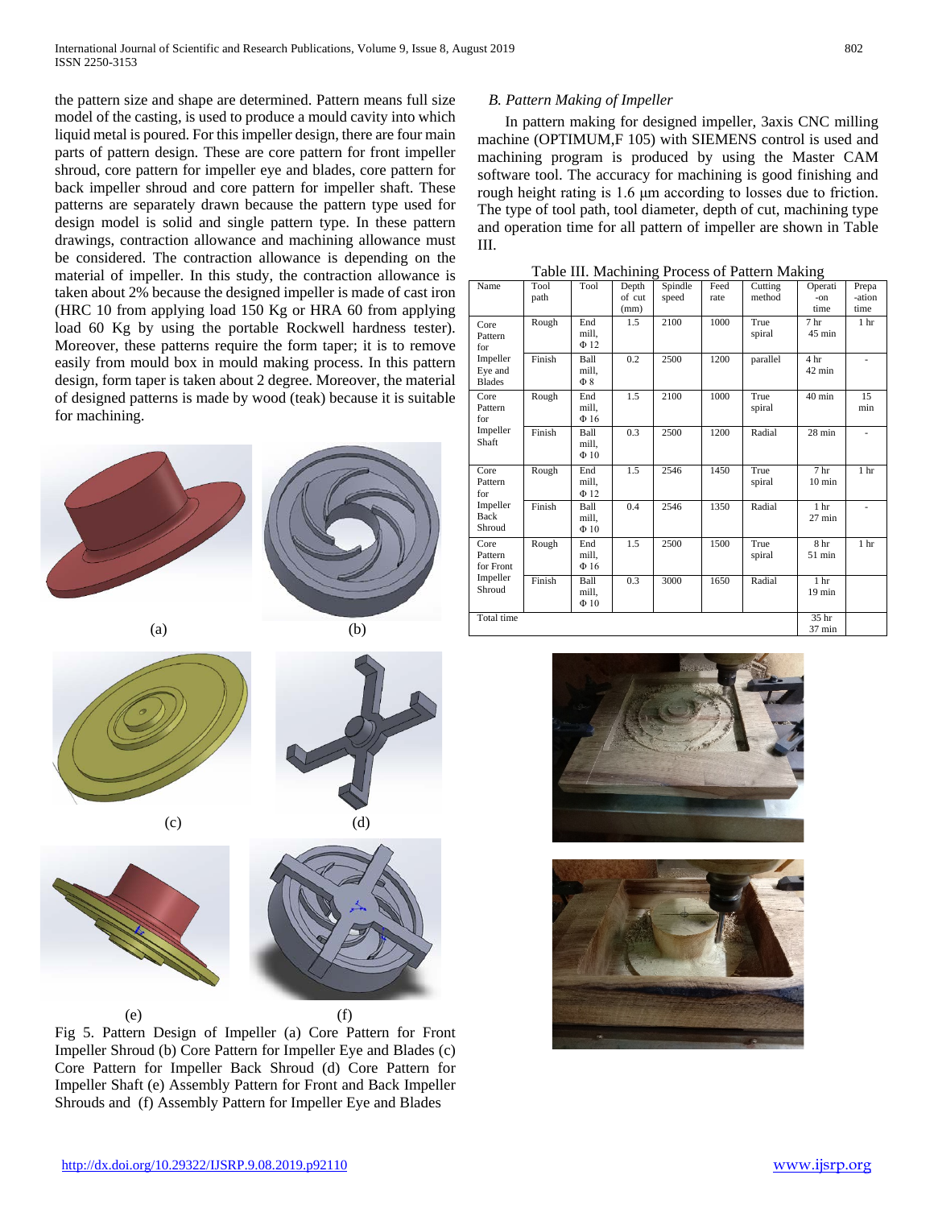the pattern size and shape are determined. Pattern means full size model of the casting, is used to produce a mould cavity into which liquid metal is poured. For this impeller design, there are four main parts of pattern design. These are core pattern for front impeller shroud, core pattern for impeller eye and blades, core pattern for back impeller shroud and core pattern for impeller shaft. These patterns are separately drawn because the pattern type used for design model is solid and single pattern type. In these pattern drawings, contraction allowance and machining allowance must be considered. The contraction allowance is depending on the material of impeller. In this study, the contraction allowance is taken about 2% because the designed impeller is made of cast iron (HRC 10 from applying load 150 Kg or HRA 60 from applying load 60 Kg by using the portable Rockwell hardness tester). Moreover, these patterns require the form taper; it is to remove easily from mould box in mould making process. In this pattern design, form taper is taken about 2 degree. Moreover, the material of designed patterns is made by wood (teak) because it is suitable for machining.

(a) (b) (c) (d) (e) (f)

Fig 5. Pattern Design of Impeller (a) Core Pattern for Front Impeller Shroud (b) Core Pattern for Impeller Eye and Blades (c) Core Pattern for Impeller Back Shroud (d) Core Pattern for Impeller Shaft (e) Assembly Pattern for Front and Back Impeller Shrouds and (f) Assembly Pattern for Impeller Eye and Blades

### *B. Pattern Making of Impeller*

In pattern making for designed impeller, 3axis CNC milling machine (OPTIMUM,F 105) with SIEMENS control is used and machining program is produced by using the Master CAM software tool. The accuracy for machining is good finishing and rough height rating is 1.6 µm according to losses due to friction. The type of tool path, tool diameter, depth of cut, machining type and operation time for all pattern of impeller are shown in Table III.

Table III. Machining Process of Pattern Making

| Name | Tool path | Tool | Depth of cut (mm) | Spindle speed | Feed rate | Cutting method | Operation time | Preparation time |
|---|---|---|---|---|---|---|---|---|
| Core Pattern for Impeller Eye and Blades | Rough | End mill, Φ 12 | 1.5 | 2100 | 1000 | True spiral | 7 hr 45 min | 1 hr |
| | Finish | Ball mill, Φ 8 | 0.2 | 2500 | 1200 | parallel | 4 hr 42 min | - |
| Core Pattern for Impeller Shaft | Rough | End mill, Φ 16 | 1.5 | 2100 | 1000 | True spiral | 40 min | 15 min |
| | Finish | Ball mill, Φ 10 | 0.3 | 2500 | 1200 | Radial | 28 min | - |
| Core Pattern for Impeller Back Shroud | Rough | End mill, Φ 12 | 1.5 | 2546 | 1450 | True spiral | 7 hr 10 min | 1 hr |
| | Finish | Ball mill, Φ 10 | 0.4 | 2546 | 1350 | Radial | 1 hr 27 min | - |
| Core Pattern for Front Impeller Shroud | Rough | End mill, Φ 16 | 1.5 | 2500 | 1500 | True spiral | 8 hr 51 min | 1 hr |
| | Finish | Ball mill, Φ 10 | 0.3 | 3000 | 1650 | Radial | 1 hr 19 min | |
| Total time | | | | | | | 35 hr 37 min | |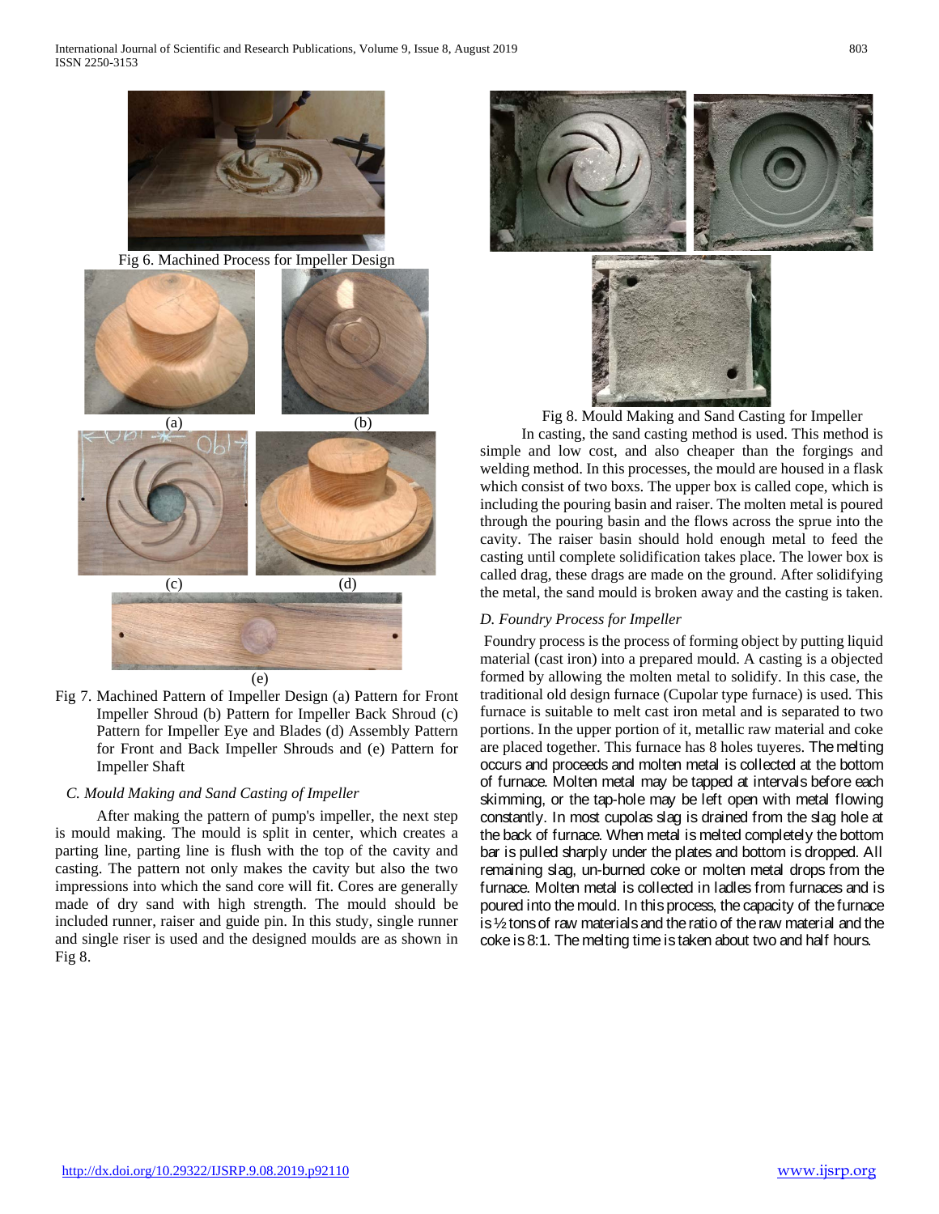Fig 6. Machined Process for Impeller Design

(a) (b)

(c) (d)

(e)

Fig 7. Machined Pattern of Impeller Design (a) Pattern for Front Impeller Shroud (b) Pattern for Impeller Back Shroud (c) Pattern for Impeller Eye and Blades (d) Assembly Pattern for Front and Back Impeller Shrouds and (e) Pattern for Impeller Shaft

### *C. Mould Making and Sand Casting of Impeller*

After making the pattern of pump's impeller, the next step is mould making. The mould is split in center, which creates a parting line, parting line is flush with the top of the cavity and casting. The pattern not only makes the cavity but also the two impressions into which the sand core will fit. Cores are generally made of dry sand with high strength. The mould should be included runner, raiser and guide pin. In this study, single runner and single riser is used and the designed moulds are as shown in Fig 8.

Fig 8. Mould Making and Sand Casting for Impeller

In casting, the sand casting method is used. This method is simple and low cost, and also cheaper than the forgings and welding method. In this processes, the mould are housed in a flask which consist of two boxs. The upper box is called cope, which is including the pouring basin and raiser. The molten metal is poured through the pouring basin and the flows across the sprue into the cavity. The raiser basin should hold enough metal to feed the casting until complete solidification takes place. The lower box is called drag, these drags are made on the ground. After solidifying the metal, the sand mould is broken away and the casting is taken.

### *D. Foundry Process for Impeller*

Foundry process is the process of forming object by putting liquid material (cast iron) into a prepared mould. A casting is a objected formed by allowing the molten metal to solidify. In this case, the traditional old design furnace (Cupolar type furnace) is used. This furnace is suitable to melt cast iron metal and is separated to two portions. In the upper portion of it, metallic raw material and coke are placed together. This furnace has 8 holes tuyeres. The melting occurs and proceeds and molten metal is collected at the bottom of furnace. Molten metal may be tapped at intervals before each skimming, or the tap-hole may be left open with metal flowing constantly. In most cupolas slag is drained from the slag hole at the back of furnace. When metal is melted completely the bottom bar is pulled sharply under the plates and bottom is dropped. All remaining slag, un-burned coke or molten metal drops from the furnace. Molten metal is collected in ladles from furnaces and is poured into the mould. In this process, the capacity of the furnace is ½ tons of raw materials and the ratio of the raw material and the coke is 8:1. The melting time is taken about two and half hours.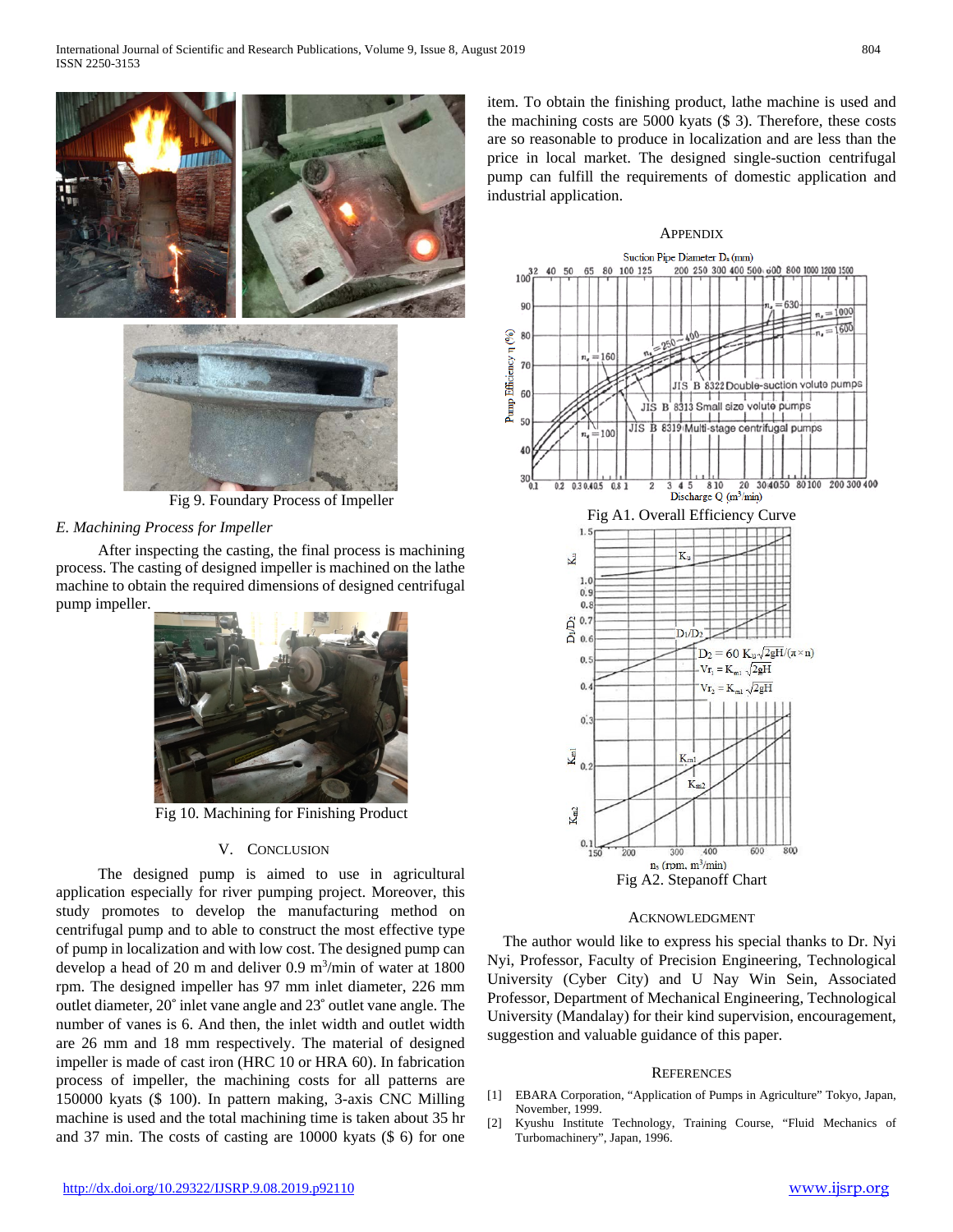Fig 9. Foundary Process of Impeller

### E. Machining Process for Impeller

After inspecting the casting, the final process is machining process. The casting of designed impeller is machined on the lathe machine to obtain the required dimensions of designed centrifugal pump impeller.

Fig 10. Machining for Finishing Product

## V. Conclusion

The designed pump is aimed to use in agricultural application especially for river pumping project. Moreover, this study promotes to develop the manufacturing method on centrifugal pump and to able to construct the most effective type of pump in localization and with low cost. The designed pump can develop a head of 20 m and deliver 0.9 $m^3$/min of water at 1800 rpm. The designed impeller has 97 mm inlet diameter, 226 mm outlet diameter, 20˚ inlet vane angle and 23˚ outlet vane angle. The number of vanes is 6. And then, the inlet width and outlet width are 26 mm and 18 mm respectively. The material of designed impeller is made of cast iron (HRC 10 or HRA 60). In fabrication process of impeller, the machining costs for all patterns are 150000 kyats ($ 100). In pattern making, 3-axis CNC Milling machine is used and the total machining time is taken about 35 hr and 37 min. The costs of casting are 10000 kyats ($ 6) for one item. To obtain the finishing product, lathe machine is used and the machining costs are 5000 kyats ($ 3). Therefore, these costs are so reasonable to produce in localization and are less than the price in local market. The designed single-suction centrifugal pump can fulfill the requirements of domestic application and industrial application.

## Appendix

Suction Pipe Diameter $D_s$ (mm)
32 40 50 65 80 100 125 200 250 300 400 500 600 800 1000 1200 1500
Pump Efficiency η (%)
100 90 80 70 60 50 40 30
$n_s = 630$
$n_s = 1000$
$n_s = 1600$
$n_s = 250 - 400$
$n_s = 160$
$n_s = 100$
JIS B 8322 Double-suction volute pumps
JIS B 8313 Small size volute pumps
JIS B 8319 Multi-stage centrifugal pumps
0.1 0.2 0.3 0.4 0.5 0.8 1 2 3 4 5 8 10 20 30 40 50 80 100 200 300 400
Discharge Q ($m^3$/min)

Fig A1. Overall Efficiency Curve

$K_u$
1.5 1.0 0.9 0.8 0.7 0.6 0.5 0.4 0.3 0.2 0.1
$D_1/D_2$
$K_{m1}$
$K_{m2}$
$D_2 = 60\, K_u \sqrt{2gH}/(\pi \times n)$
$Vr_1 = K_{m1} \sqrt{2gH}$
$Vr_2 = K_{m1} \sqrt{2gH}$
150 200 300 400 600 800
$n_s$ (rpm, $m^3$/min)

Fig A2. Stepanoff Chart

## Acknowledgment

The author would like to express his special thanks to Dr. Nyi Nyi, Professor, Faculty of Precision Engineering, Technological University (Cyber City) and U Nay Win Sein, Associated Professor, Department of Mechanical Engineering, Technological University (Mandalay) for their kind supervision, encouragement, suggestion and valuable guidance of this paper.

## References

[1] EBARA Corporation, "Application of Pumps in Agriculture" Tokyo, Japan, November, 1999.

[2] Kyushu Institute Technology, Training Course, "Fluid Mechanics of Turbomachinery", Japan, 1996.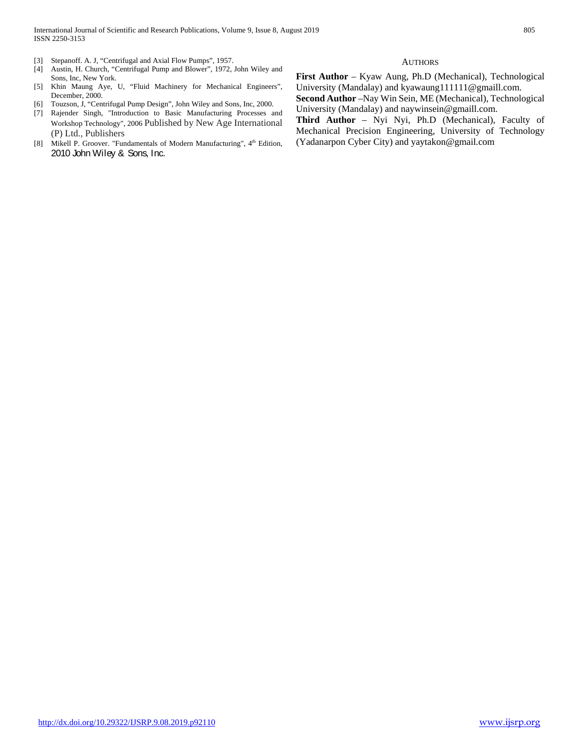[3] Stepanoff. A. J, "Centrifugal and Axial Flow Pumps", 1957.

[4] Austin, H. Church, "Centrifugal Pump and Blower", 1972, John Wiley and Sons, Inc, New York.

[5] Khin Maung Aye, U, "Fluid Machinery for Mechanical Engineers", December, 2000.

[6] Touzson, J, "Centrifugal Pump Design", John Wiley and Sons, Inc, 2000.

[7] Rajender Singh, "Introduction to Basic Manufacturing Processes and Workshop Technology", 2006 Published by New Age International (P) Ltd., Publishers

[8] Mikell P. Groover. "Fundamentals of Modern Manufacturing", 4th Edition, 2010 John Wiley & Sons, Inc.

## Authors

**First Author** – Kyaw Aung, Ph.D (Mechanical), Technological University (Mandalay) and kyawaung111111@gmaill.com.

**Second Author** –Nay Win Sein, ME (Mechanical), Technological University (Mandalay) and naywinsein@gmaill.com.

**Third Author** – Nyi Nyi, Ph.D (Mechanical), Faculty of Mechanical Precision Engineering, University of Technology (Yadanarpon Cyber City) and yaytakon@gmail.com

http://dx.doi.org/10.29322/IJSRP.9.08.2019.p92110